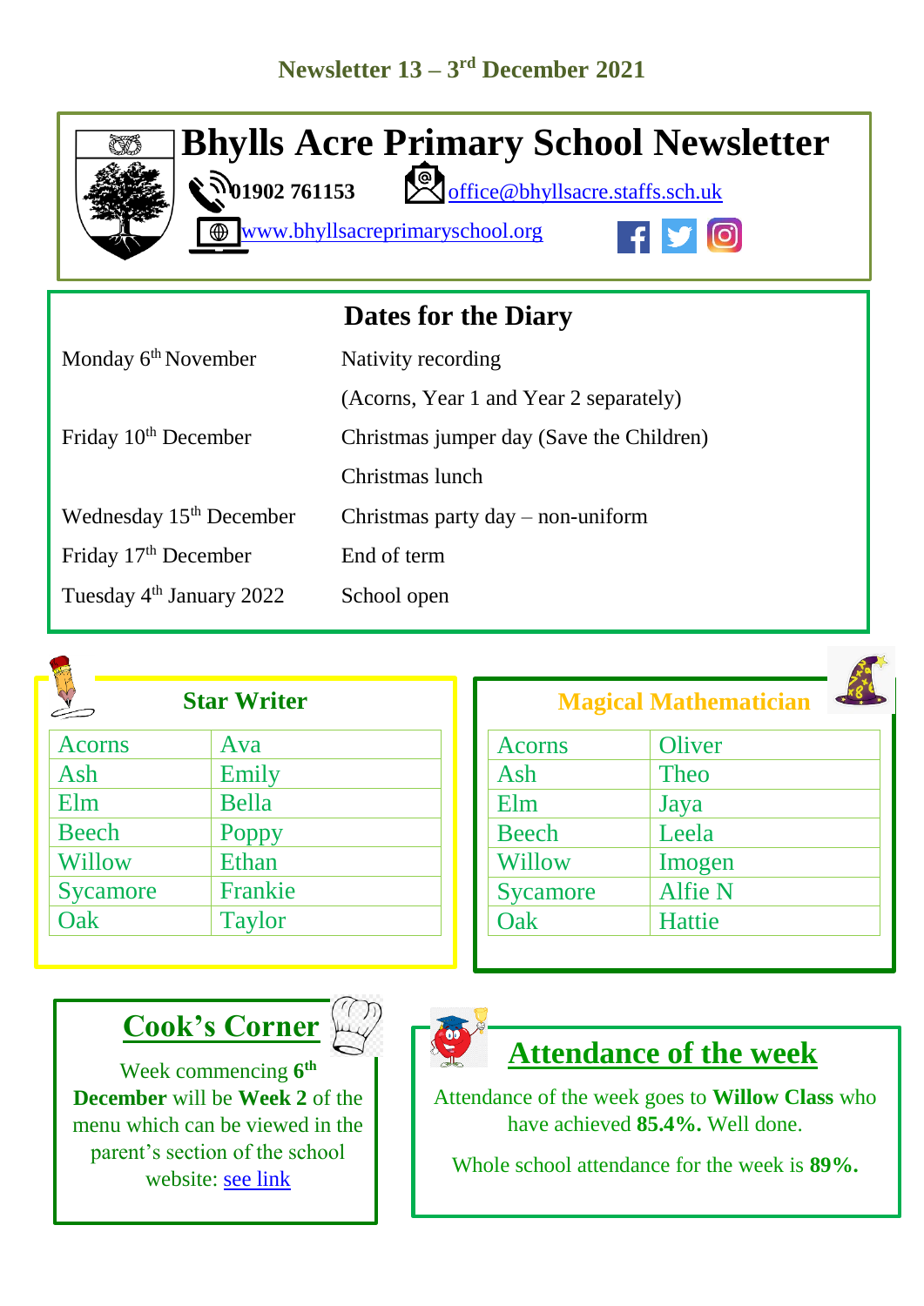Newsletter 13 – 3rd December 2021

# Bhylls Acre Primary School Newsletter

01902 761153 office@bhyllsacre.staffs.sch.uk

www.bhyllsacreprimaryschool.org

## Dates for the Diary

| | |
|---|---|
| Monday 6th November | Nativity recording |
| | (Acorns, Year 1 and Year 2 separately) |
| Friday 10th December | Christmas jumper day (Save the Children) |
| | Christmas lunch |
| Wednesday 15th December | Christmas party day – non-uniform |
| Friday 17th December | End of term |
| Tuesday 4th January 2022 | School open |

## Star Writer

| | |
|---|---|
| Acorns | Ava |
| Ash | Emily |
| Elm | Bella |
| Beech | Poppy |
| Willow | Ethan |
| Sycamore | Frankie |
| Oak | Taylor |

## Magical Mathematician

| | |
|---|---|
| Acorns | Oliver |
| Ash | Theo |
| Elm | Jaya |
| Beech | Leela |
| Willow | Imogen |
| Sycamore | Alfie N |
| Oak | Hattie |

## Cook's Corner

Week commencing **6th December** will be **Week 2** of the menu which can be viewed in the parent's section of the school website: see link

## Attendance of the week

Attendance of the week goes to **Willow Class** who have achieved **85.4%.** Well done.

Whole school attendance for the week is **89%.**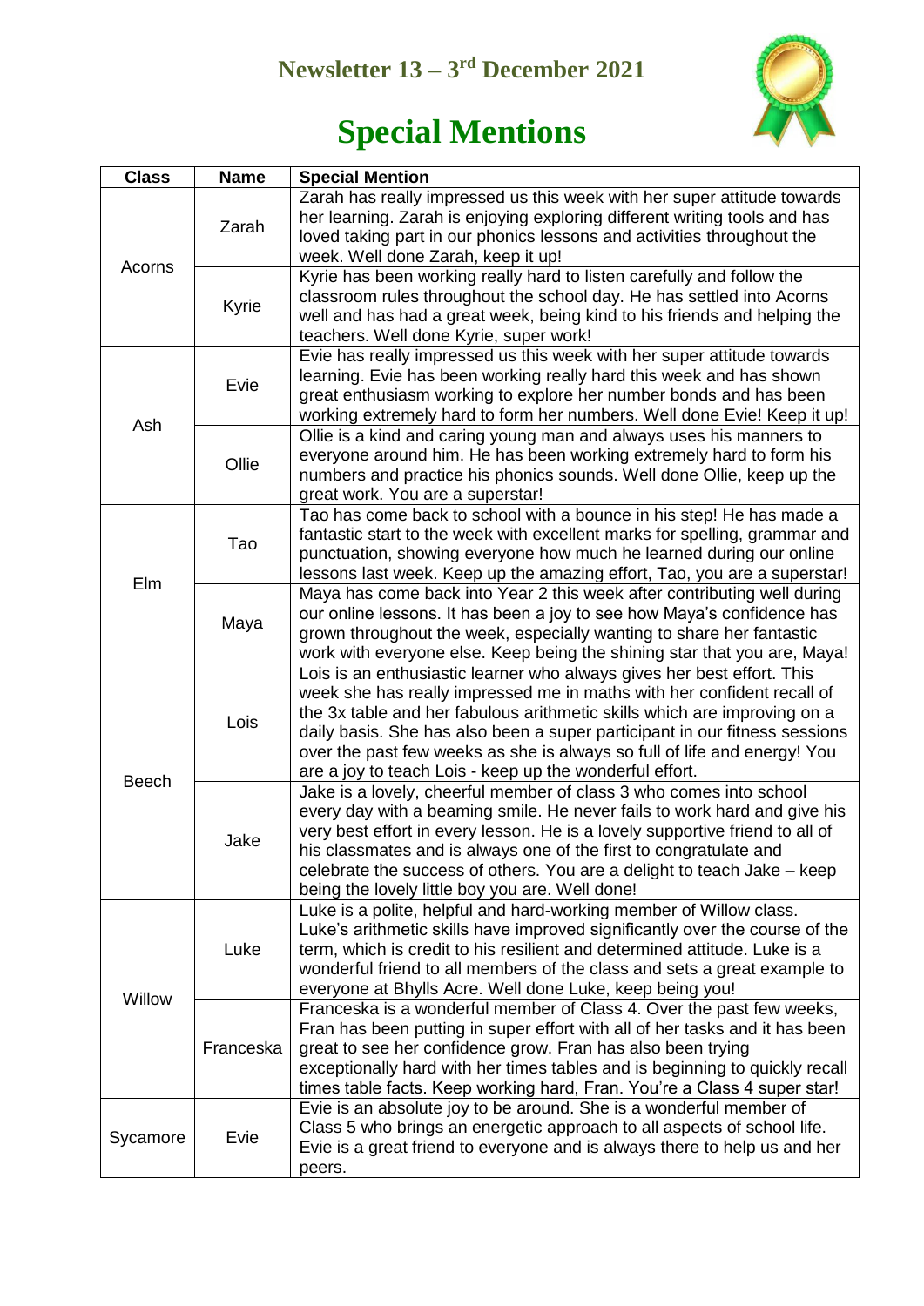## Newsletter 13 – 3rd December 2021

# Special Mentions

| Class | Name | Special Mention |
|---|---|---|
| Acorns | Zarah | Zarah has really impressed us this week with her super attitude towards her learning. Zarah is enjoying exploring different writing tools and has loved taking part in our phonics lessons and activities throughout the week. Well done Zarah, keep it up! |
| | Kyrie | Kyrie has been working really hard to listen carefully and follow the classroom rules throughout the school day. He has settled into Acorns well and has had a great week, being kind to his friends and helping the teachers. Well done Kyrie, super work! |
| Ash | Evie | Evie has really impressed us this week with her super attitude towards learning. Evie has been working really hard this week and has shown great enthusiasm working to explore her number bonds and has been working extremely hard to form her numbers. Well done Evie! Keep it up! |
| | Ollie | Ollie is a kind and caring young man and always uses his manners to everyone around him. He has been working extremely hard to form his numbers and practice his phonics sounds. Well done Ollie, keep up the great work. You are a superstar! |
| Elm | Tao | Tao has come back to school with a bounce in his step! He has made a fantastic start to the week with excellent marks for spelling, grammar and punctuation, showing everyone how much he learned during our online lessons last week. Keep up the amazing effort, Tao, you are a superstar! |
| | Maya | Maya has come back into Year 2 this week after contributing well during our online lessons. It has been a joy to see how Maya's confidence has grown throughout the week, especially wanting to share her fantastic work with everyone else. Keep being the shining star that you are, Maya! |
| Beech | Lois | Lois is an enthusiastic learner who always gives her best effort. This week she has really impressed me in maths with her confident recall of the 3x table and her fabulous arithmetic skills which are improving on a daily basis. She has also been a super participant in our fitness sessions over the past few weeks as she is always so full of life and energy! You are a joy to teach Lois - keep up the wonderful effort. |
| | Jake | Jake is a lovely, cheerful member of class 3 who comes into school every day with a beaming smile. He never fails to work hard and give his very best effort in every lesson. He is a lovely supportive friend to all of his classmates and is always one of the first to congratulate and celebrate the success of others. You are a delight to teach Jake – keep being the lovely little boy you are. Well done! |
| Willow | Luke | Luke is a polite, helpful and hard-working member of Willow class. Luke's arithmetic skills have improved significantly over the course of the term, which is credit to his resilient and determined attitude. Luke is a wonderful friend to all members of the class and sets a great example to everyone at Bhylls Acre. Well done Luke, keep being you! |
| | Franceska | Franceska is a wonderful member of Class 4. Over the past few weeks, Fran has been putting in super effort with all of her tasks and it has been great to see her confidence grow. Fran has also been trying exceptionally hard with her times tables and is beginning to quickly recall times table facts. Keep working hard, Fran. You're a Class 4 super star! |
| Sycamore | Evie | Evie is an absolute joy to be around. She is a wonderful member of Class 5 who brings an energetic approach to all aspects of school life. Evie is a great friend to everyone and is always there to help us and her peers. |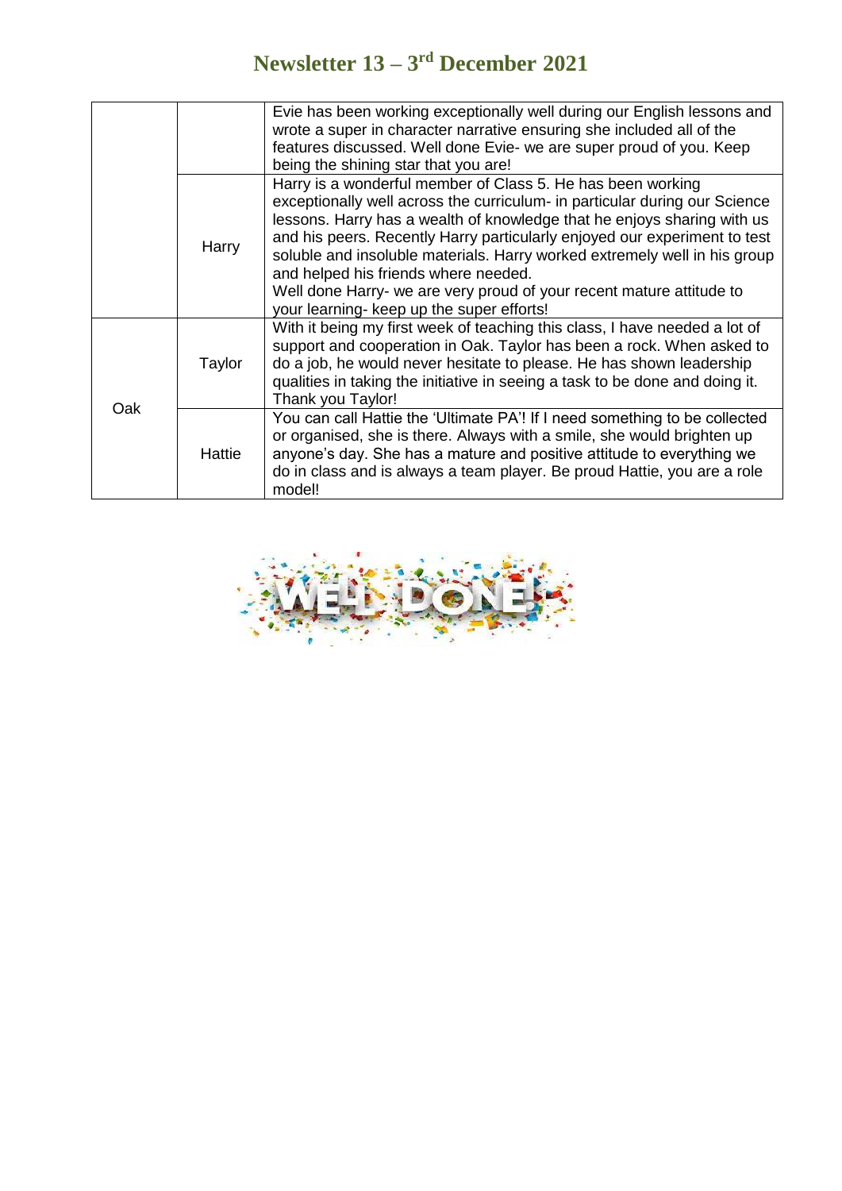# Newsletter 13 – 3rd December 2021

| | | |
|---|---|---|
| | | Evie has been working exceptionally well during our English lessons and wrote a super in character narrative ensuring she included all of the features discussed. Well done Evie- we are super proud of you. Keep being the shining star that you are! |
| | Harry | Harry is a wonderful member of Class 5. He has been working exceptionally well across the curriculum- in particular during our Science lessons. Harry has a wealth of knowledge that he enjoys sharing with us and his peers. Recently Harry particularly enjoyed our experiment to test soluble and insoluble materials. Harry worked extremely well in his group and helped his friends where needed.<br>Well done Harry- we are very proud of your recent mature attitude to your learning- keep up the super efforts! |
| Oak | Taylor | With it being my first week of teaching this class, I have needed a lot of support and cooperation in Oak. Taylor has been a rock. When asked to do a job, he would never hesitate to please. He has shown leadership qualities in taking the initiative in seeing a task to be done and doing it. Thank you Taylor! |
| | Hattie | You can call Hattie the 'Ultimate PA'! If I need something to be collected or organised, she is there. Always with a smile, she would brighten up anyone's day. She has a mature and positive attitude to everything we do in class and is always a team player. Be proud Hattie, you are a role model! |

WELL DONE!